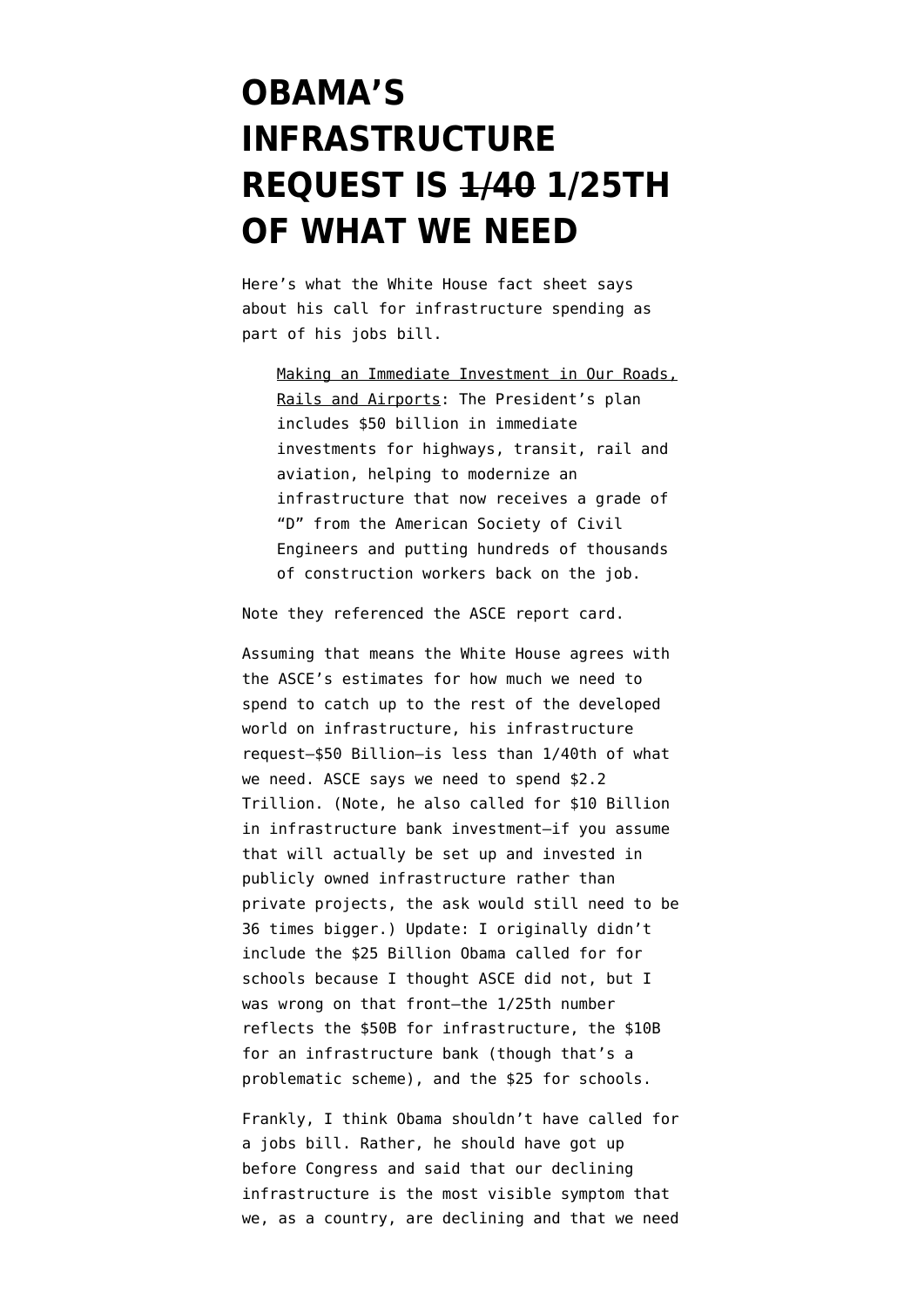# OBAMA'S INFRASTRUCTURE REQUEST IS ~~1/40~~ 1/25TH OF WHAT WE NEED

Here's what the White House fact sheet says about his call for infrastructure spending as part of his jobs bill.

> Making an Immediate Investment in Our Roads, Rails and Airports: The President's plan includes $50 billion in immediate investments for highways, transit, rail and aviation, helping to modernize an infrastructure that now receives a grade of "D" from the American Society of Civil Engineers and putting hundreds of thousands of construction workers back on the job.

Note they referenced the ASCE report card.

Assuming that means the White House agrees with the ASCE's estimates for how much we need to spend to catch up to the rest of the developed world on infrastructure, his infrastructure request–$50 Billion–is less than 1/40th of what we need. ASCE says we need to spend $2.2 Trillion. (Note, he also called for $10 Billion in infrastructure bank investment–if you assume that will actually be set up and invested in publicly owned infrastructure rather than private projects, the ask would still need to be 36 times bigger.) Update: I originally didn't include the $25 Billion Obama called for for schools because I thought ASCE did not, but I was wrong on that front–the 1/25th number reflects the $50B for infrastructure, the $10B for an infrastructure bank (though that's a problematic scheme), and the $25 for schools.

Frankly, I think Obama shouldn't have called for a jobs bill. Rather, he should have got up before Congress and said that our declining infrastructure is the most visible symptom that we, as a country, are declining and that we need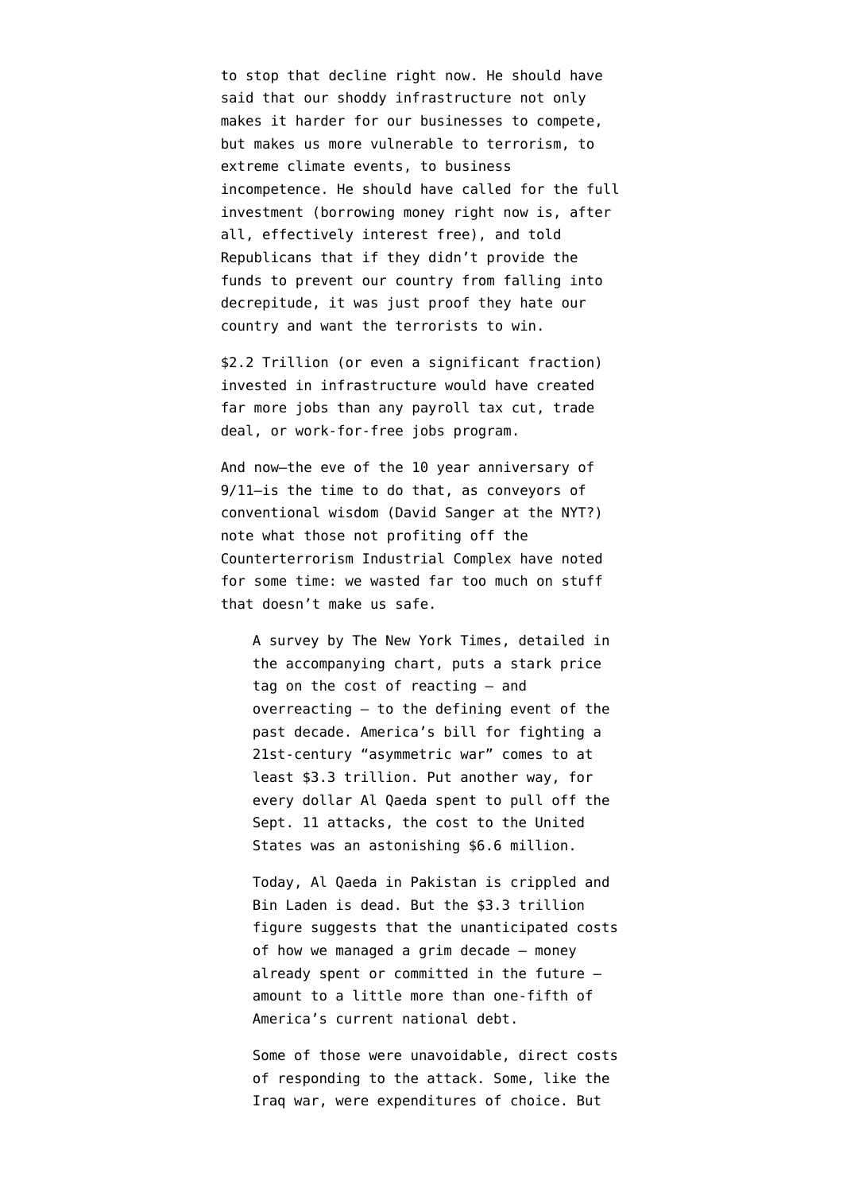to stop that decline right now. He should have said that our shoddy infrastructure not only makes it harder for our businesses to compete, but makes us more vulnerable to terrorism, to extreme climate events, to business incompetence. He should have called for the full investment (borrowing money right now is, after all, effectively interest free), and told Republicans that if they didn't provide the funds to prevent our country from falling into decrepitude, it was just proof they hate our country and want the terrorists to win.

$2.2 Trillion (or even a significant fraction) invested in infrastructure would have created far more jobs than any payroll tax cut, trade deal, or work-for-free jobs program.

And now–the eve of the 10 year anniversary of 9/11–is the time to do that, as conveyors of conventional wisdom (David Sanger at the NYT?) note what those not profiting off the Counterterrorism Industrial Complex have noted for some time: we wasted far too much on stuff that doesn't make us safe.

> A survey by The New York Times, detailed in the accompanying chart, puts a stark price tag on the cost of reacting — and overreacting — to the defining event of the past decade. America's bill for fighting a 21st-century "asymmetric war" comes to at least $3.3 trillion. Put another way, for every dollar Al Qaeda spent to pull off the Sept. 11 attacks, the cost to the United States was an astonishing $6.6 million.
>
> Today, Al Qaeda in Pakistan is crippled and Bin Laden is dead. But the $3.3 trillion figure suggests that the unanticipated costs of how we managed a grim decade — money already spent or committed in the future — amount to a little more than one-fifth of America's current national debt.
>
> Some of those were unavoidable, direct costs of responding to the attack. Some, like the Iraq war, were expenditures of choice. But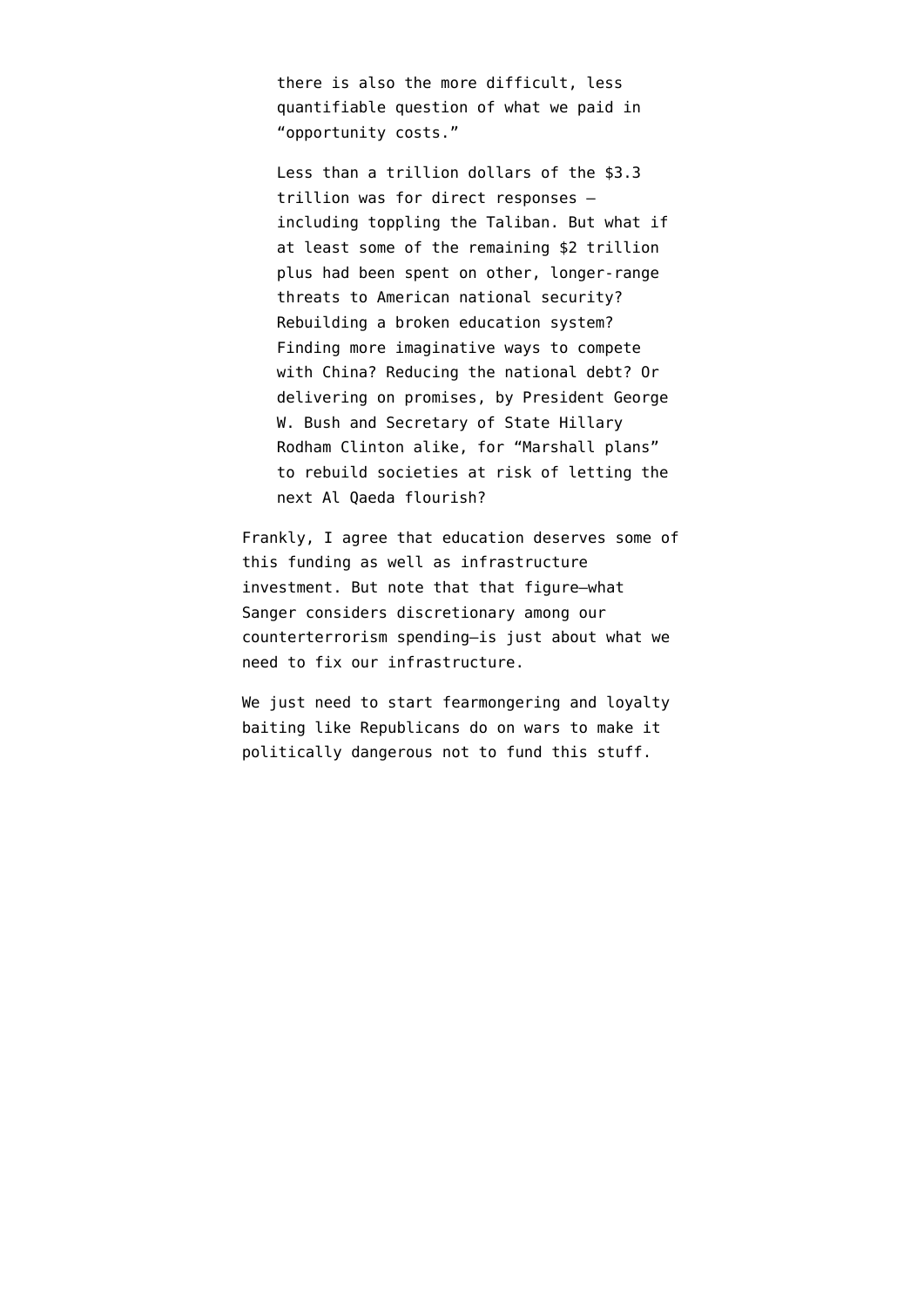> there is also the more difficult, less quantifiable question of what we paid in "opportunity costs."
>
> Less than a trillion dollars of the $3.3 trillion was for direct responses — including toppling the Taliban. But what if at least some of the remaining $2 trillion plus had been spent on other, longer-range threats to American national security? Rebuilding a broken education system? Finding more imaginative ways to compete with China? Reducing the national debt? Or delivering on promises, by President George W. Bush and Secretary of State Hillary Rodham Clinton alike, for "Marshall plans" to rebuild societies at risk of letting the next Al Qaeda flourish?

Frankly, I agree that education deserves some of this funding as well as infrastructure investment. But note that that figure—what Sanger considers discretionary among our counterterrorism spending—is just about what we need to fix our infrastructure.

We just need to start fearmongering and loyalty baiting like Republicans do on wars to make it politically dangerous not to fund this stuff.